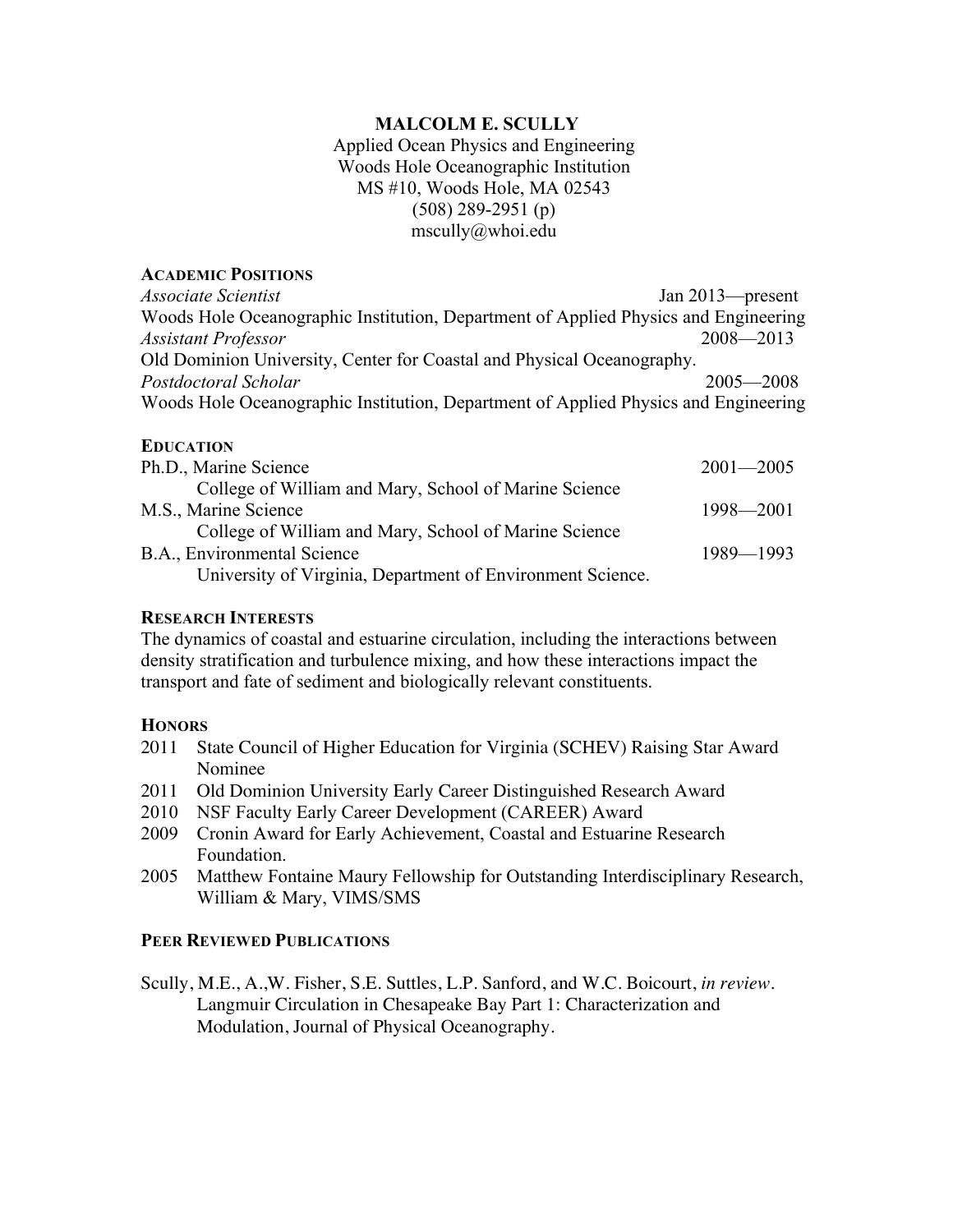# MALCOLM E. SCULLY

Applied Ocean Physics and Engineering
Woods Hole Oceanographic Institution
MS #10, Woods Hole, MA 02543
(508) 289-2951 (p)
mscully@whoi.edu

## ACADEMIC POSITIONS

*Associate Scientist* Jan 2013—present
Woods Hole Oceanographic Institution, Department of Applied Physics and Engineering

*Assistant Professor* 2008—2013
Old Dominion University, Center for Coastal and Physical Oceanography.

*Postdoctoral Scholar* 2005—2008
Woods Hole Oceanographic Institution, Department of Applied Physics and Engineering

## EDUCATION

Ph.D., Marine Science 2001—2005
College of William and Mary, School of Marine Science

M.S., Marine Science 1998—2001
College of William and Mary, School of Marine Science

B.A., Environmental Science 1989—1993
University of Virginia, Department of Environment Science.

## RESEARCH INTERESTS

The dynamics of coastal and estuarine circulation, including the interactions between density stratification and turbulence mixing, and how these interactions impact the transport and fate of sediment and biologically relevant constituents.

## HONORS

- 2011 State Council of Higher Education for Virginia (SCHEV) Raising Star Award Nominee
- 2011 Old Dominion University Early Career Distinguished Research Award
- 2010 NSF Faculty Early Career Development (CAREER) Award
- 2009 Cronin Award for Early Achievement, Coastal and Estuarine Research Foundation.
- 2005 Matthew Fontaine Maury Fellowship for Outstanding Interdisciplinary Research, William & Mary, VIMS/SMS

## PEER REVIEWED PUBLICATIONS

Scully, M.E., A.,W. Fisher, S.E. Suttles, L.P. Sanford, and W.C. Boicourt, *in review*. Langmuir Circulation in Chesapeake Bay Part 1: Characterization and Modulation, Journal of Physical Oceanography.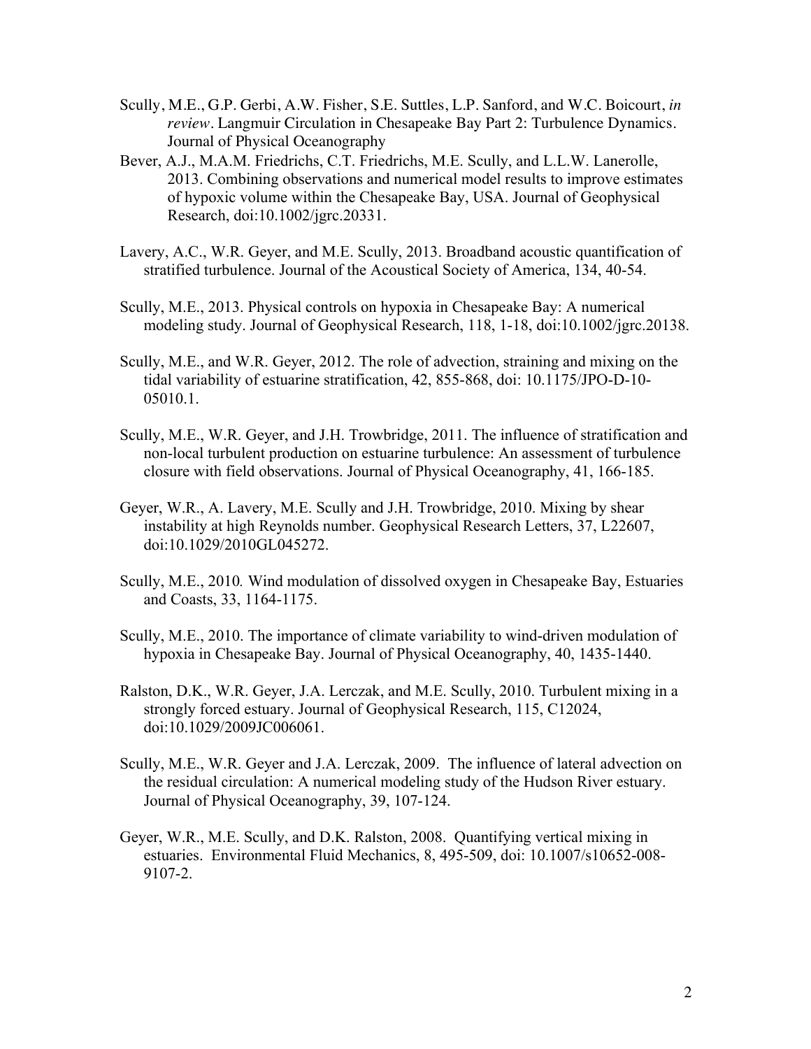Scully, M.E., G.P. Gerbi, A.W. Fisher, S.E. Suttles, L.P. Sanford, and W.C. Boicourt, *in review*. Langmuir Circulation in Chesapeake Bay Part 2: Turbulence Dynamics. Journal of Physical Oceanography

Bever, A.J., M.A.M. Friedrichs, C.T. Friedrichs, M.E. Scully, and L.L.W. Lanerolle, 2013. Combining observations and numerical model results to improve estimates of hypoxic volume within the Chesapeake Bay, USA. Journal of Geophysical Research, doi:10.1002/jgrc.20331.

Lavery, A.C., W.R. Geyer, and M.E. Scully, 2013. Broadband acoustic quantification of stratified turbulence. Journal of the Acoustical Society of America, 134, 40-54.

Scully, M.E., 2013. Physical controls on hypoxia in Chesapeake Bay: A numerical modeling study. Journal of Geophysical Research, 118, 1-18, doi:10.1002/jgrc.20138.

Scully, M.E., and W.R. Geyer, 2012. The role of advection, straining and mixing on the tidal variability of estuarine stratification, 42, 855-868, doi: 10.1175/JPO-D-10-05010.1.

Scully, M.E., W.R. Geyer, and J.H. Trowbridge, 2011. The influence of stratification and non-local turbulent production on estuarine turbulence: An assessment of turbulence closure with field observations. Journal of Physical Oceanography, 41, 166-185.

Geyer, W.R., A. Lavery, M.E. Scully and J.H. Trowbridge, 2010. Mixing by shear instability at high Reynolds number. Geophysical Research Letters, 37, L22607, doi:10.1029/2010GL045272.

Scully, M.E., 2010*.* Wind modulation of dissolved oxygen in Chesapeake Bay, Estuaries and Coasts, 33, 1164-1175.

Scully, M.E., 2010. The importance of climate variability to wind-driven modulation of hypoxia in Chesapeake Bay. Journal of Physical Oceanography, 40, 1435-1440.

Ralston, D.K., W.R. Geyer, J.A. Lerczak, and M.E. Scully, 2010. Turbulent mixing in a strongly forced estuary. Journal of Geophysical Research, 115, C12024, doi:10.1029/2009JC006061.

Scully, M.E., W.R. Geyer and J.A. Lerczak, 2009. The influence of lateral advection on the residual circulation: A numerical modeling study of the Hudson River estuary. Journal of Physical Oceanography, 39, 107-124.

Geyer, W.R., M.E. Scully, and D.K. Ralston, 2008. Quantifying vertical mixing in estuaries. Environmental Fluid Mechanics, 8, 495-509, doi: 10.1007/s10652-008-9107-2.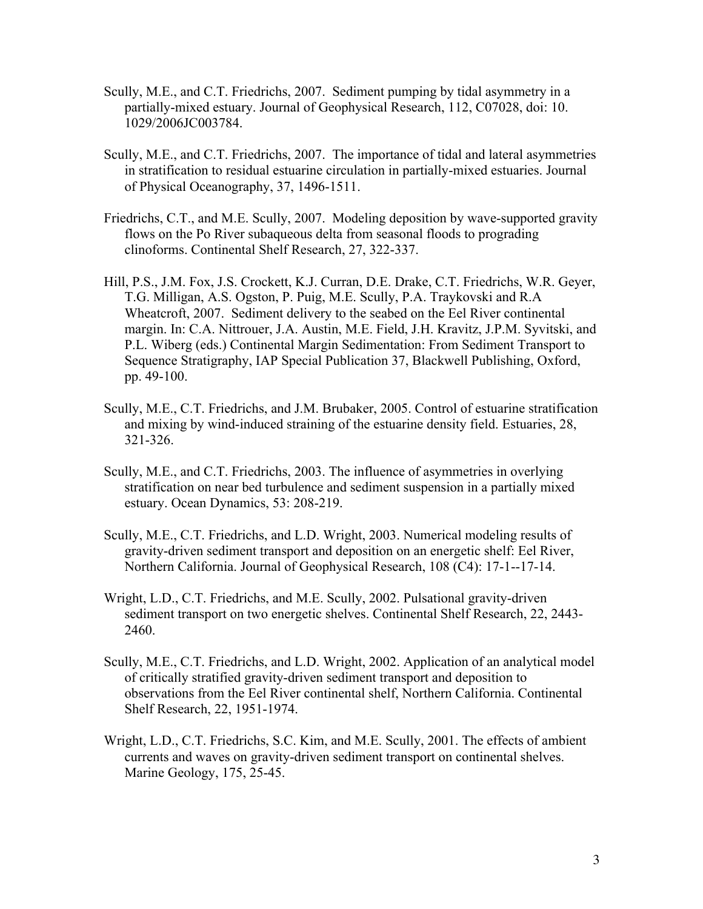Scully, M.E., and C.T. Friedrichs, 2007. Sediment pumping by tidal asymmetry in a partially-mixed estuary. Journal of Geophysical Research, 112, C07028, doi: 10. 1029/2006JC003784.

Scully, M.E., and C.T. Friedrichs, 2007. The importance of tidal and lateral asymmetries in stratification to residual estuarine circulation in partially-mixed estuaries. Journal of Physical Oceanography, 37, 1496-1511.

Friedrichs, C.T., and M.E. Scully, 2007. Modeling deposition by wave-supported gravity flows on the Po River subaqueous delta from seasonal floods to prograding clinoforms. Continental Shelf Research, 27, 322-337.

Hill, P.S., J.M. Fox, J.S. Crockett, K.J. Curran, D.E. Drake, C.T. Friedrichs, W.R. Geyer, T.G. Milligan, A.S. Ogston, P. Puig, M.E. Scully, P.A. Traykovski and R.A Wheatcroft, 2007. Sediment delivery to the seabed on the Eel River continental margin. In: C.A. Nittrouer, J.A. Austin, M.E. Field, J.H. Kravitz, J.P.M. Syvitski, and P.L. Wiberg (eds.) Continental Margin Sedimentation: From Sediment Transport to Sequence Stratigraphy, IAP Special Publication 37, Blackwell Publishing, Oxford, pp. 49-100.

Scully, M.E., C.T. Friedrichs, and J.M. Brubaker, 2005. Control of estuarine stratification and mixing by wind-induced straining of the estuarine density field. Estuaries, 28, 321-326.

Scully, M.E., and C.T. Friedrichs, 2003. The influence of asymmetries in overlying stratification on near bed turbulence and sediment suspension in a partially mixed estuary. Ocean Dynamics, 53: 208-219.

Scully, M.E., C.T. Friedrichs, and L.D. Wright, 2003. Numerical modeling results of gravity-driven sediment transport and deposition on an energetic shelf: Eel River, Northern California. Journal of Geophysical Research, 108 (C4): 17-1--17-14.

Wright, L.D., C.T. Friedrichs, and M.E. Scully, 2002. Pulsational gravity-driven sediment transport on two energetic shelves. Continental Shelf Research, 22, 2443-2460.

Scully, M.E., C.T. Friedrichs, and L.D. Wright, 2002. Application of an analytical model of critically stratified gravity-driven sediment transport and deposition to observations from the Eel River continental shelf, Northern California. Continental Shelf Research, 22, 1951-1974.

Wright, L.D., C.T. Friedrichs, S.C. Kim, and M.E. Scully, 2001. The effects of ambient currents and waves on gravity-driven sediment transport on continental shelves. Marine Geology, 175, 25-45.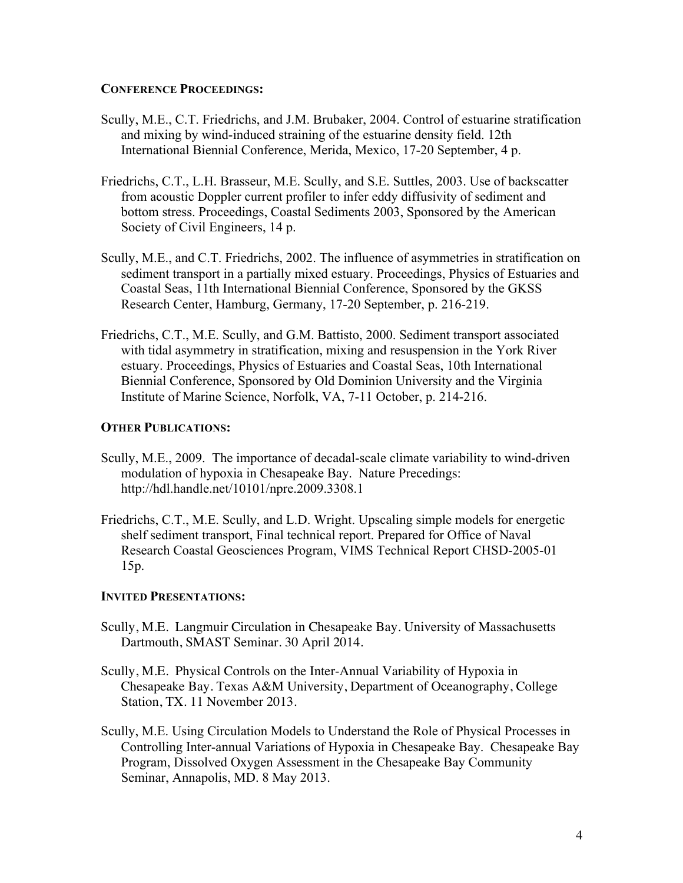## Conference Proceedings:

Scully, M.E., C.T. Friedrichs, and J.M. Brubaker, 2004. Control of estuarine stratification and mixing by wind-induced straining of the estuarine density field. 12th International Biennial Conference, Merida, Mexico, 17-20 September, 4 p.

Friedrichs, C.T., L.H. Brasseur, M.E. Scully, and S.E. Suttles, 2003. Use of backscatter from acoustic Doppler current profiler to infer eddy diffusivity of sediment and bottom stress. Proceedings, Coastal Sediments 2003, Sponsored by the American Society of Civil Engineers, 14 p.

Scully, M.E., and C.T. Friedrichs, 2002. The influence of asymmetries in stratification on sediment transport in a partially mixed estuary. Proceedings, Physics of Estuaries and Coastal Seas, 11th International Biennial Conference, Sponsored by the GKSS Research Center, Hamburg, Germany, 17-20 September, p. 216-219.

Friedrichs, C.T., M.E. Scully, and G.M. Battisto, 2000. Sediment transport associated with tidal asymmetry in stratification, mixing and resuspension in the York River estuary. Proceedings, Physics of Estuaries and Coastal Seas, 10th International Biennial Conference, Sponsored by Old Dominion University and the Virginia Institute of Marine Science, Norfolk, VA, 7-11 October, p. 214-216.

## Other Publications:

Scully, M.E., 2009. The importance of decadal-scale climate variability to wind-driven modulation of hypoxia in Chesapeake Bay. Nature Precedings: http://hdl.handle.net/10101/npre.2009.3308.1

Friedrichs, C.T., M.E. Scully, and L.D. Wright. Upscaling simple models for energetic shelf sediment transport, Final technical report. Prepared for Office of Naval Research Coastal Geosciences Program, VIMS Technical Report CHSD-2005-01 15p.

## Invited Presentations:

Scully, M.E. Langmuir Circulation in Chesapeake Bay. University of Massachusetts Dartmouth, SMAST Seminar. 30 April 2014.

Scully, M.E. Physical Controls on the Inter-Annual Variability of Hypoxia in Chesapeake Bay. Texas A&M University, Department of Oceanography, College Station, TX. 11 November 2013.

Scully, M.E. Using Circulation Models to Understand the Role of Physical Processes in Controlling Inter-annual Variations of Hypoxia in Chesapeake Bay. Chesapeake Bay Program, Dissolved Oxygen Assessment in the Chesapeake Bay Community Seminar, Annapolis, MD. 8 May 2013.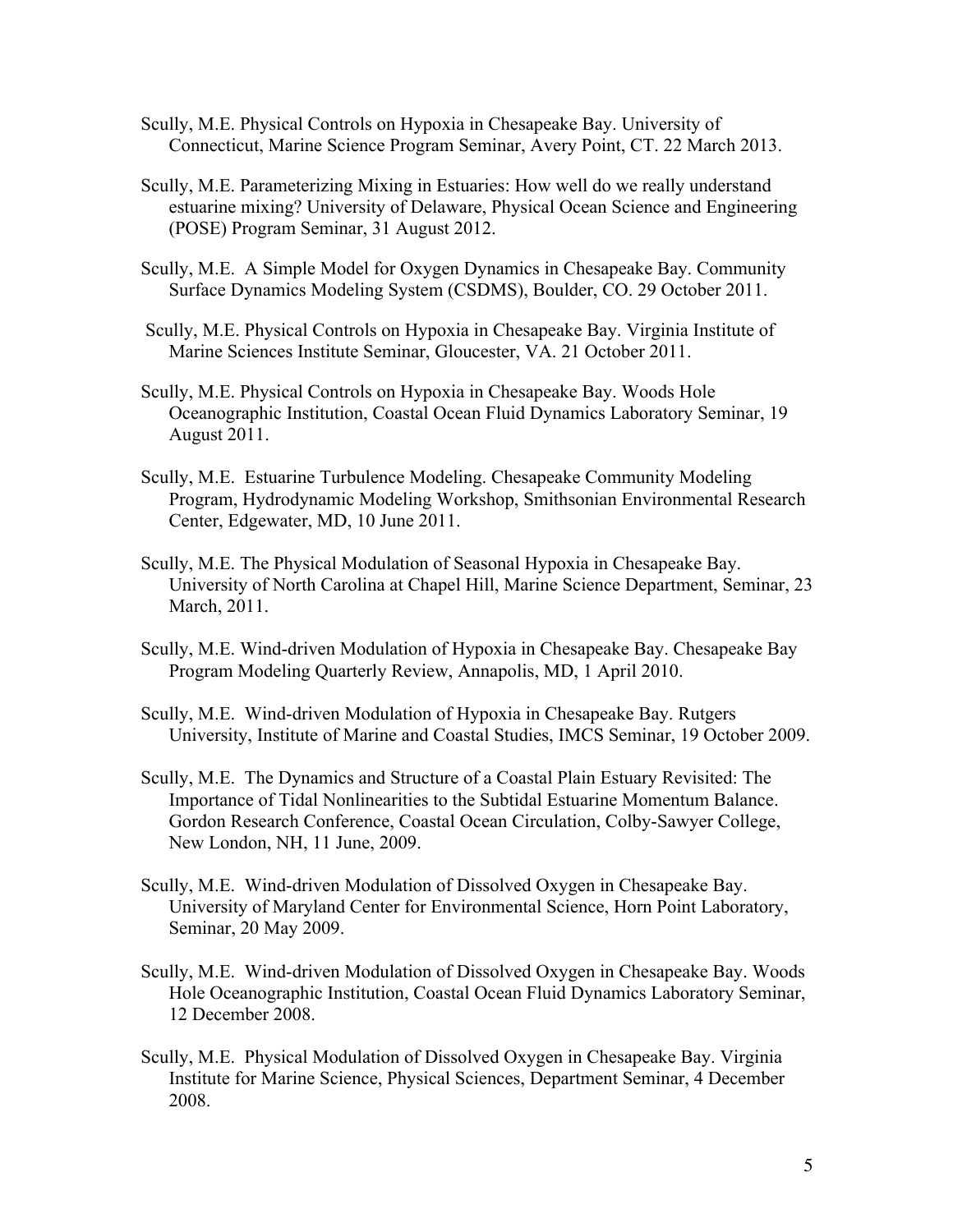Scully, M.E. Physical Controls on Hypoxia in Chesapeake Bay. University of Connecticut, Marine Science Program Seminar, Avery Point, CT. 22 March 2013.

Scully, M.E. Parameterizing Mixing in Estuaries: How well do we really understand estuarine mixing? University of Delaware, Physical Ocean Science and Engineering (POSE) Program Seminar, 31 August 2012.

Scully, M.E. A Simple Model for Oxygen Dynamics in Chesapeake Bay. Community Surface Dynamics Modeling System (CSDMS), Boulder, CO. 29 October 2011.

Scully, M.E. Physical Controls on Hypoxia in Chesapeake Bay. Virginia Institute of Marine Sciences Institute Seminar, Gloucester, VA. 21 October 2011.

Scully, M.E. Physical Controls on Hypoxia in Chesapeake Bay. Woods Hole Oceanographic Institution, Coastal Ocean Fluid Dynamics Laboratory Seminar, 19 August 2011.

Scully, M.E. Estuarine Turbulence Modeling. Chesapeake Community Modeling Program, Hydrodynamic Modeling Workshop, Smithsonian Environmental Research Center, Edgewater, MD, 10 June 2011.

Scully, M.E. The Physical Modulation of Seasonal Hypoxia in Chesapeake Bay. University of North Carolina at Chapel Hill, Marine Science Department, Seminar, 23 March, 2011.

Scully, M.E. Wind-driven Modulation of Hypoxia in Chesapeake Bay. Chesapeake Bay Program Modeling Quarterly Review, Annapolis, MD, 1 April 2010.

Scully, M.E. Wind-driven Modulation of Hypoxia in Chesapeake Bay. Rutgers University, Institute of Marine and Coastal Studies, IMCS Seminar, 19 October 2009.

Scully, M.E. The Dynamics and Structure of a Coastal Plain Estuary Revisited: The Importance of Tidal Nonlinearities to the Subtidal Estuarine Momentum Balance. Gordon Research Conference, Coastal Ocean Circulation, Colby-Sawyer College, New London, NH, 11 June, 2009.

Scully, M.E. Wind-driven Modulation of Dissolved Oxygen in Chesapeake Bay. University of Maryland Center for Environmental Science, Horn Point Laboratory, Seminar, 20 May 2009.

Scully, M.E. Wind-driven Modulation of Dissolved Oxygen in Chesapeake Bay. Woods Hole Oceanographic Institution, Coastal Ocean Fluid Dynamics Laboratory Seminar, 12 December 2008.

Scully, M.E. Physical Modulation of Dissolved Oxygen in Chesapeake Bay. Virginia Institute for Marine Science, Physical Sciences, Department Seminar, 4 December 2008.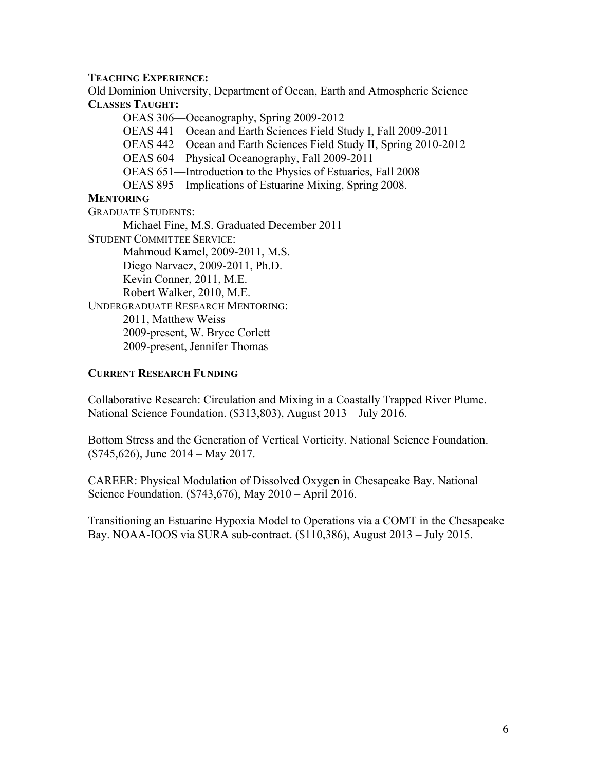**TEACHING EXPERIENCE:**

Old Dominion University, Department of Ocean, Earth and Atmospheric Science

**CLASSES TAUGHT:**

- OEAS 306—Oceanography, Spring 2009-2012
- OEAS 441—Ocean and Earth Sciences Field Study I, Fall 2009-2011
- OEAS 442—Ocean and Earth Sciences Field Study II, Spring 2010-2012
- OEAS 604—Physical Oceanography, Fall 2009-2011
- OEAS 651—Introduction to the Physics of Estuaries, Fall 2008
- OEAS 895—Implications of Estuarine Mixing, Spring 2008.

**MENTORING**

GRADUATE STUDENTS:

- Michael Fine, M.S. Graduated December 2011

STUDENT COMMITTEE SERVICE:

- Mahmoud Kamel, 2009-2011, M.S.
- Diego Narvaez, 2009-2011, Ph.D.
- Kevin Conner, 2011, M.E.
- Robert Walker, 2010, M.E.

UNDERGRADUATE RESEARCH MENTORING:

- 2011, Matthew Weiss
- 2009-present, W. Bryce Corlett
- 2009-present, Jennifer Thomas

**CURRENT RESEARCH FUNDING**

Collaborative Research: Circulation and Mixing in a Coastally Trapped River Plume. National Science Foundation. ($313,803), August 2013 – July 2016.

Bottom Stress and the Generation of Vertical Vorticity. National Science Foundation. ($745,626), June 2014 – May 2017.

CAREER: Physical Modulation of Dissolved Oxygen in Chesapeake Bay. National Science Foundation. ($743,676), May 2010 – April 2016.

Transitioning an Estuarine Hypoxia Model to Operations via a COMT in the Chesapeake Bay. NOAA-IOOS via SURA sub-contract. ($110,386), August 2013 – July 2015.